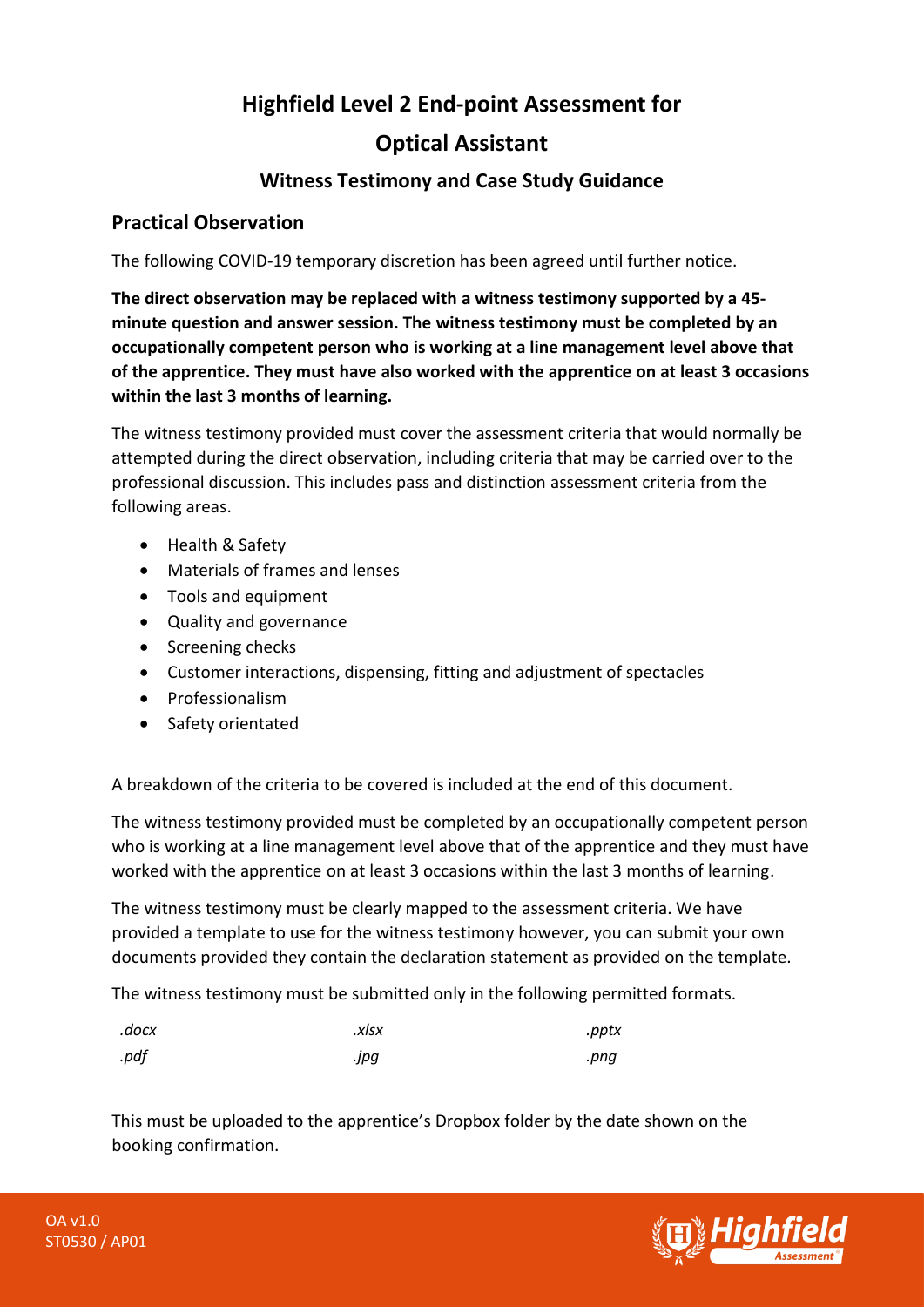# Highfield Level 2 End-point Assessment for

# Optical Assistant

## Witness Testimony and Case Study Guidance

### Practical Observation

The following COVID-19 temporary discretion has been agreed until further notice.

**The direct observation may be replaced with a witness testimony supported by a 45-minute question and answer session. The witness testimony must be completed by an occupationally competent person who is working at a line management level above that of the apprentice. They must have also worked with the apprentice on at least 3 occasions within the last 3 months of learning.**

The witness testimony provided must cover the assessment criteria that would normally be attempted during the direct observation, including criteria that may be carried over to the professional discussion. This includes pass and distinction assessment criteria from the following areas.

- Health & Safety
- Materials of frames and lenses
- Tools and equipment
- Quality and governance
- Screening checks
- Customer interactions, dispensing, fitting and adjustment of spectacles
- Professionalism
- Safety orientated

A breakdown of the criteria to be covered is included at the end of this document.

The witness testimony provided must be completed by an occupationally competent person who is working at a line management level above that of the apprentice and they must have worked with the apprentice on at least 3 occasions within the last 3 months of learning.

The witness testimony must be clearly mapped to the assessment criteria. We have provided a template to use for the witness testimony however, you can submit your own documents provided they contain the declaration statement as provided on the template.

The witness testimony must be submitted only in the following permitted formats.

| | | |
|---|---|---|
| *.docx* | *.xlsx* | *.pptx* |
| *.pdf* | *.jpg* | *.png* |

This must be uploaded to the apprentice's Dropbox folder by the date shown on the booking confirmation.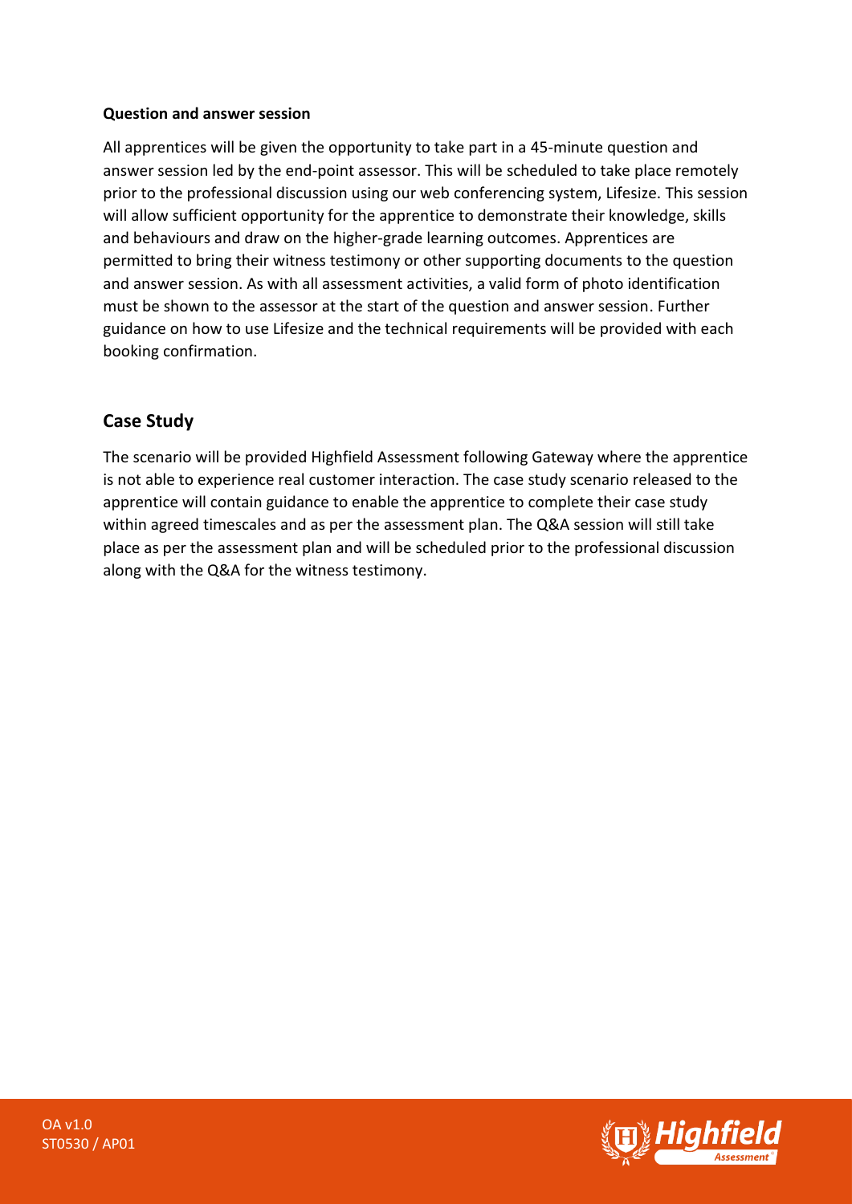**Question and answer session**

All apprentices will be given the opportunity to take part in a 45-minute question and answer session led by the end-point assessor. This will be scheduled to take place remotely prior to the professional discussion using our web conferencing system, Lifesize. This session will allow sufficient opportunity for the apprentice to demonstrate their knowledge, skills and behaviours and draw on the higher-grade learning outcomes. Apprentices are permitted to bring their witness testimony or other supporting documents to the question and answer session. As with all assessment activities, a valid form of photo identification must be shown to the assessor at the start of the question and answer session. Further guidance on how to use Lifesize and the technical requirements will be provided with each booking confirmation.

## Case Study

The scenario will be provided Highfield Assessment following Gateway where the apprentice is not able to experience real customer interaction. The case study scenario released to the apprentice will contain guidance to enable the apprentice to complete their case study within agreed timescales and as per the assessment plan. The Q&A session will still take place as per the assessment plan and will be scheduled prior to the professional discussion along with the Q&A for the witness testimony.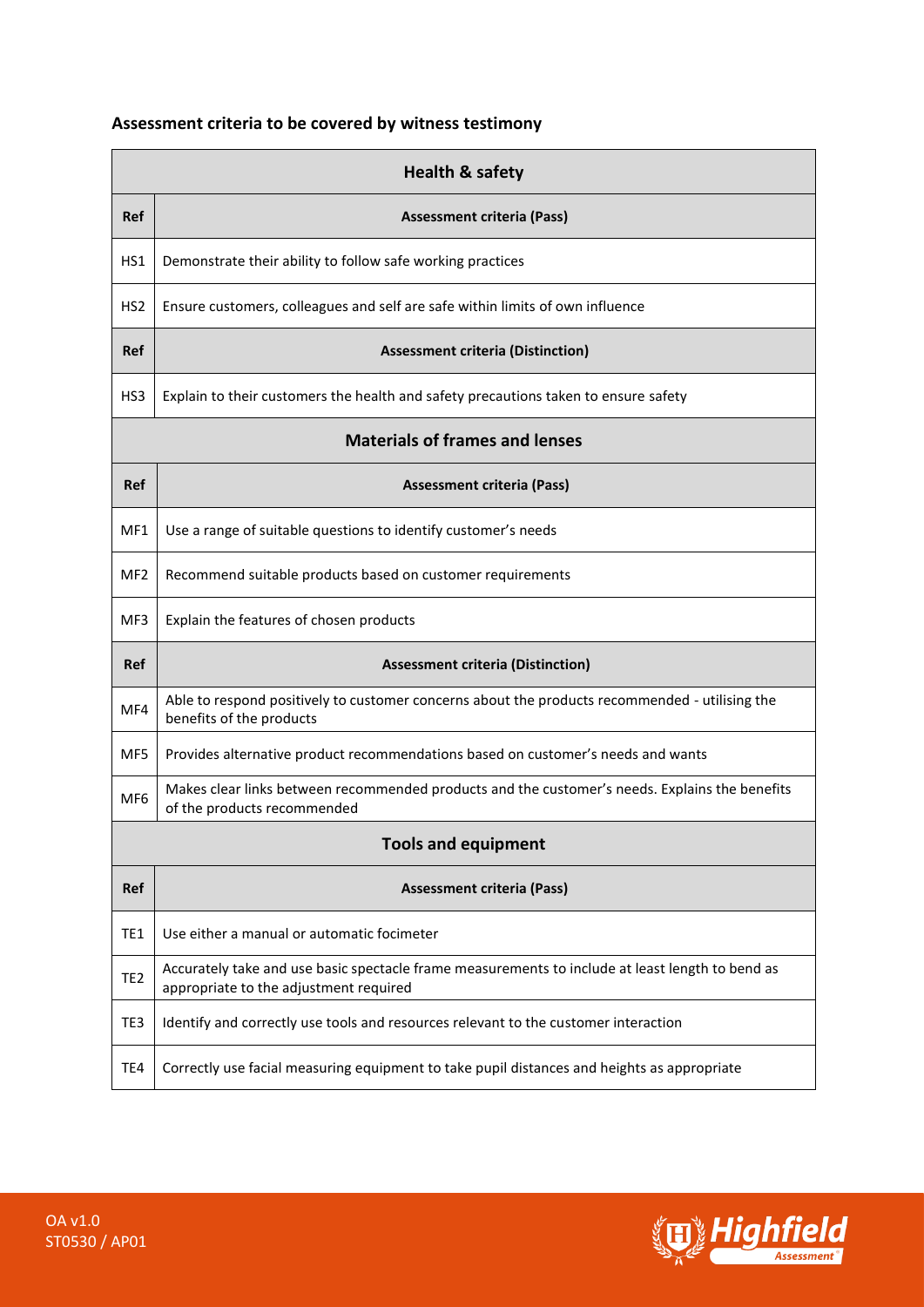**Assessment criteria to be covered by witness testimony**

| Health & safety | |
|---|---|
| **Ref** | **Assessment criteria (Pass)** |
| HS1 | Demonstrate their ability to follow safe working practices |
| HS2 | Ensure customers, colleagues and self are safe within limits of own influence |
| **Ref** | **Assessment criteria (Distinction)** |
| HS3 | Explain to their customers the health and safety precautions taken to ensure safety |

| Materials of frames and lenses | |
|---|---|
| **Ref** | **Assessment criteria (Pass)** |
| MF1 | Use a range of suitable questions to identify customer's needs |
| MF2 | Recommend suitable products based on customer requirements |
| MF3 | Explain the features of chosen products |
| **Ref** | **Assessment criteria (Distinction)** |
| MF4 | Able to respond positively to customer concerns about the products recommended - utilising the benefits of the products |
| MF5 | Provides alternative product recommendations based on customer's needs and wants |
| MF6 | Makes clear links between recommended products and the customer's needs. Explains the benefits of the products recommended |

| Tools and equipment | |
|---|---|
| **Ref** | **Assessment criteria (Pass)** |
| TE1 | Use either a manual or automatic focimeter |
| TE2 | Accurately take and use basic spectacle frame measurements to include at least length to bend as appropriate to the adjustment required |
| TE3 | Identify and correctly use tools and resources relevant to the customer interaction |
| TE4 | Correctly use facial measuring equipment to take pupil distances and heights as appropriate |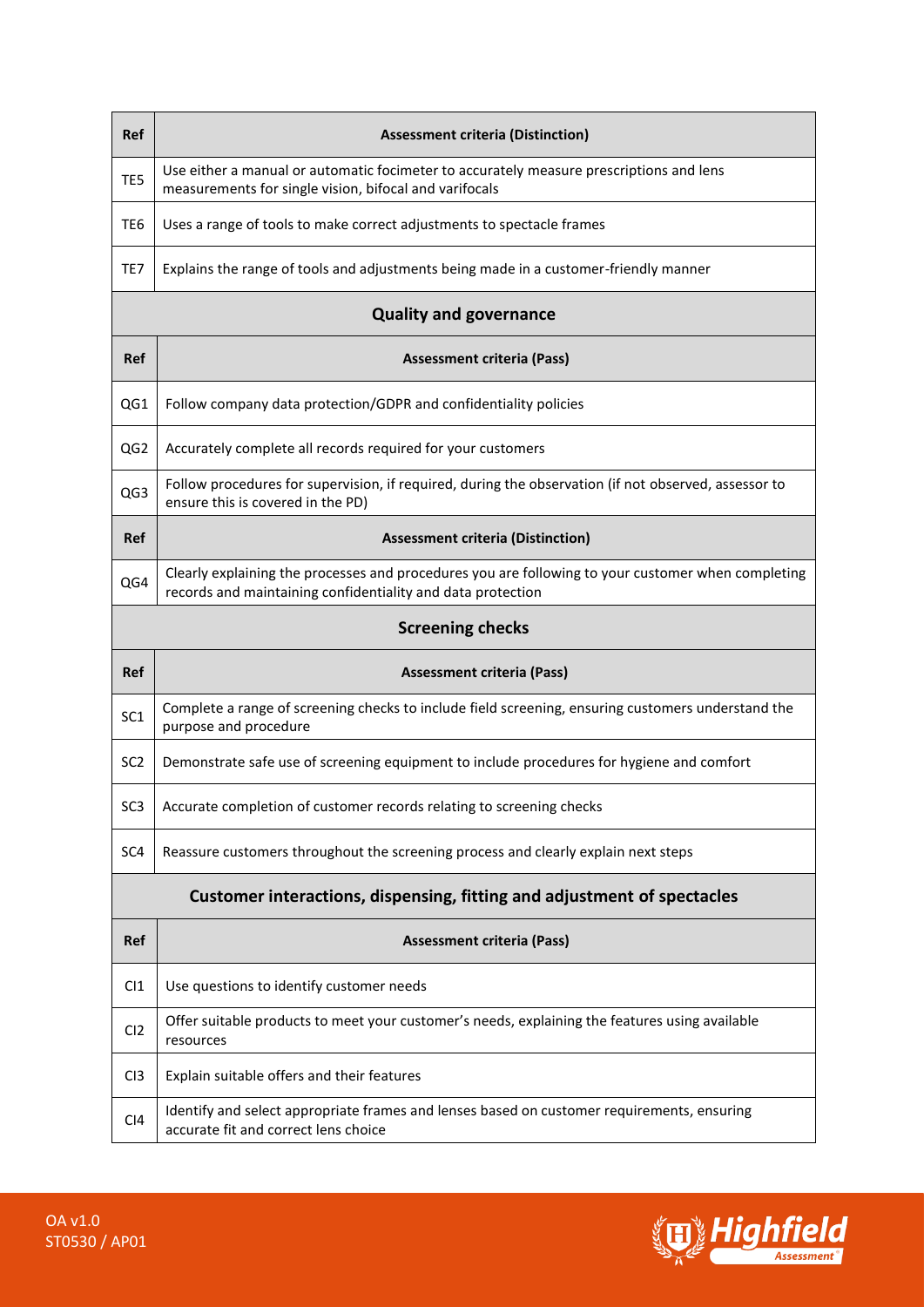| Ref | Assessment criteria (Distinction) |
|---|---|
| TE5 | Use either a manual or automatic focimeter to accurately measure prescriptions and lens measurements for single vision, bifocal and varifocals |
| TE6 | Uses a range of tools to make correct adjustments to spectacle frames |
| TE7 | Explains the range of tools and adjustments being made in a customer-friendly manner |

## Quality and governance

| Ref | Assessment criteria (Pass) |
|---|---|
| QG1 | Follow company data protection/GDPR and confidentiality policies |
| QG2 | Accurately complete all records required for your customers |
| QG3 | Follow procedures for supervision, if required, during the observation (if not observed, assessor to ensure this is covered in the PD) |

| Ref | Assessment criteria (Distinction) |
|---|---|
| QG4 | Clearly explaining the processes and procedures you are following to your customer when completing records and maintaining confidentiality and data protection |

## Screening checks

| Ref | Assessment criteria (Pass) |
|---|---|
| SC1 | Complete a range of screening checks to include field screening, ensuring customers understand the purpose and procedure |
| SC2 | Demonstrate safe use of screening equipment to include procedures for hygiene and comfort |
| SC3 | Accurate completion of customer records relating to screening checks |
| SC4 | Reassure customers throughout the screening process and clearly explain next steps |

## Customer interactions, dispensing, fitting and adjustment of spectacles

| Ref | Assessment criteria (Pass) |
|---|---|
| CI1 | Use questions to identify customer needs |
| CI2 | Offer suitable products to meet your customer's needs, explaining the features using available resources |
| CI3 | Explain suitable offers and their features |
| CI4 | Identify and select appropriate frames and lenses based on customer requirements, ensuring accurate fit and correct lens choice |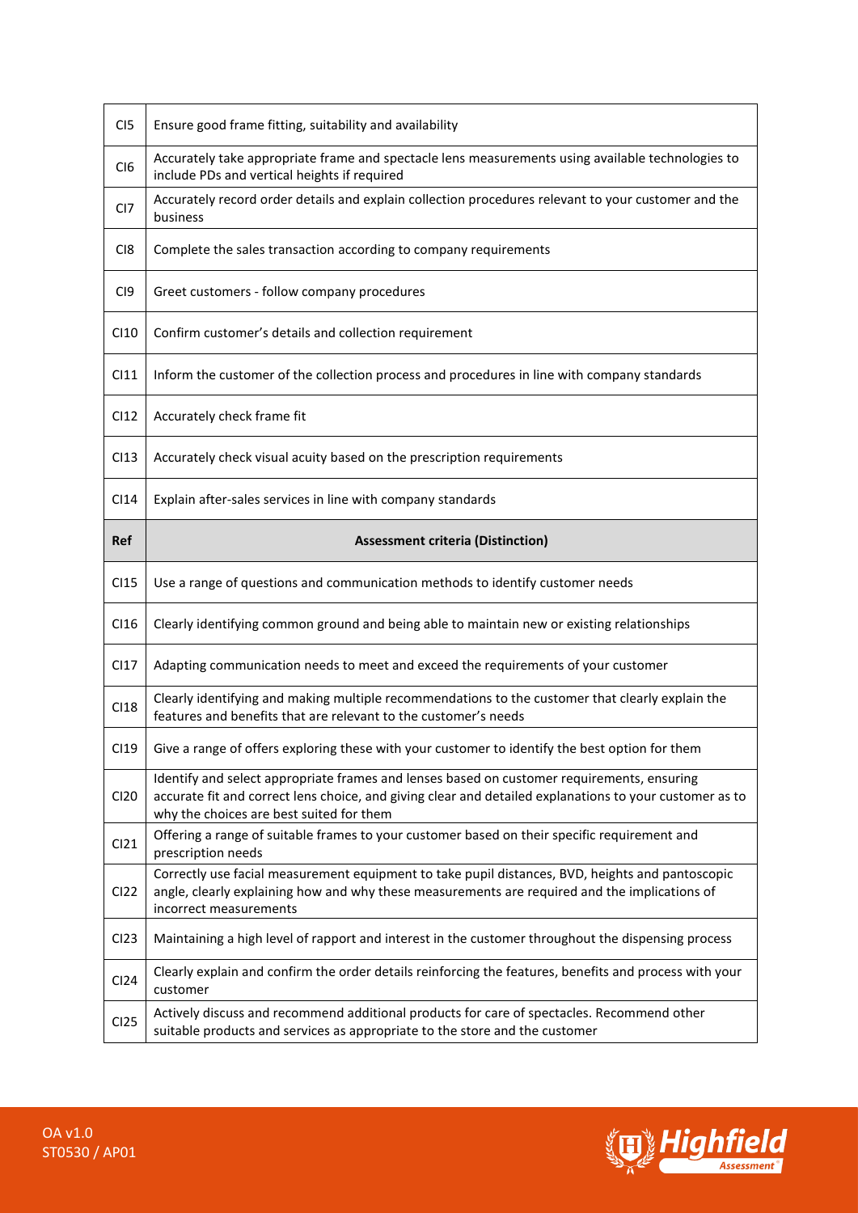| | |
|---|---|
| CI5 | Ensure good frame fitting, suitability and availability |
| CI6 | Accurately take appropriate frame and spectacle lens measurements using available technologies to include PDs and vertical heights if required |
| CI7 | Accurately record order details and explain collection procedures relevant to your customer and the business |
| CI8 | Complete the sales transaction according to company requirements |
| CI9 | Greet customers - follow company procedures |
| CI10 | Confirm customer's details and collection requirement |
| CI11 | Inform the customer of the collection process and procedures in line with company standards |
| CI12 | Accurately check frame fit |
| CI13 | Accurately check visual acuity based on the prescription requirements |
| CI14 | Explain after-sales services in line with company standards |
| **Ref** | **Assessment criteria (Distinction)** |
| CI15 | Use a range of questions and communication methods to identify customer needs |
| CI16 | Clearly identifying common ground and being able to maintain new or existing relationships |
| CI17 | Adapting communication needs to meet and exceed the requirements of your customer |
| CI18 | Clearly identifying and making multiple recommendations to the customer that clearly explain the features and benefits that are relevant to the customer's needs |
| CI19 | Give a range of offers exploring these with your customer to identify the best option for them |
| CI20 | Identify and select appropriate frames and lenses based on customer requirements, ensuring accurate fit and correct lens choice, and giving clear and detailed explanations to your customer as to why the choices are best suited for them |
| CI21 | Offering a range of suitable frames to your customer based on their specific requirement and prescription needs |
| CI22 | Correctly use facial measurement equipment to take pupil distances, BVD, heights and pantoscopic angle, clearly explaining how and why these measurements are required and the implications of incorrect measurements |
| CI23 | Maintaining a high level of rapport and interest in the customer throughout the dispensing process |
| CI24 | Clearly explain and confirm the order details reinforcing the features, benefits and process with your customer |
| CI25 | Actively discuss and recommend additional products for care of spectacles. Recommend other suitable products and services as appropriate to the store and the customer |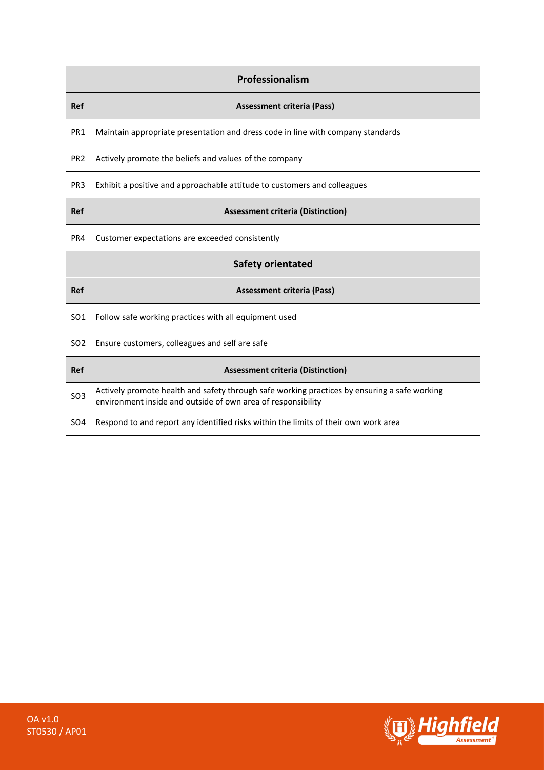| Professionalism | |
|---|---|
| **Ref** | **Assessment criteria (Pass)** |
| PR1 | Maintain appropriate presentation and dress code in line with company standards |
| PR2 | Actively promote the beliefs and values of the company |
| PR3 | Exhibit a positive and approachable attitude to customers and colleagues |
| **Ref** | **Assessment criteria (Distinction)** |
| PR4 | Customer expectations are exceeded consistently |

| Safety orientated | |
|---|---|
| **Ref** | **Assessment criteria (Pass)** |
| SO1 | Follow safe working practices with all equipment used |
| SO2 | Ensure customers, colleagues and self are safe |
| **Ref** | **Assessment criteria (Distinction)** |
| SO3 | Actively promote health and safety through safe working practices by ensuring a safe working environment inside and outside of own area of responsibility |
| SO4 | Respond to and report any identified risks within the limits of their own work area |